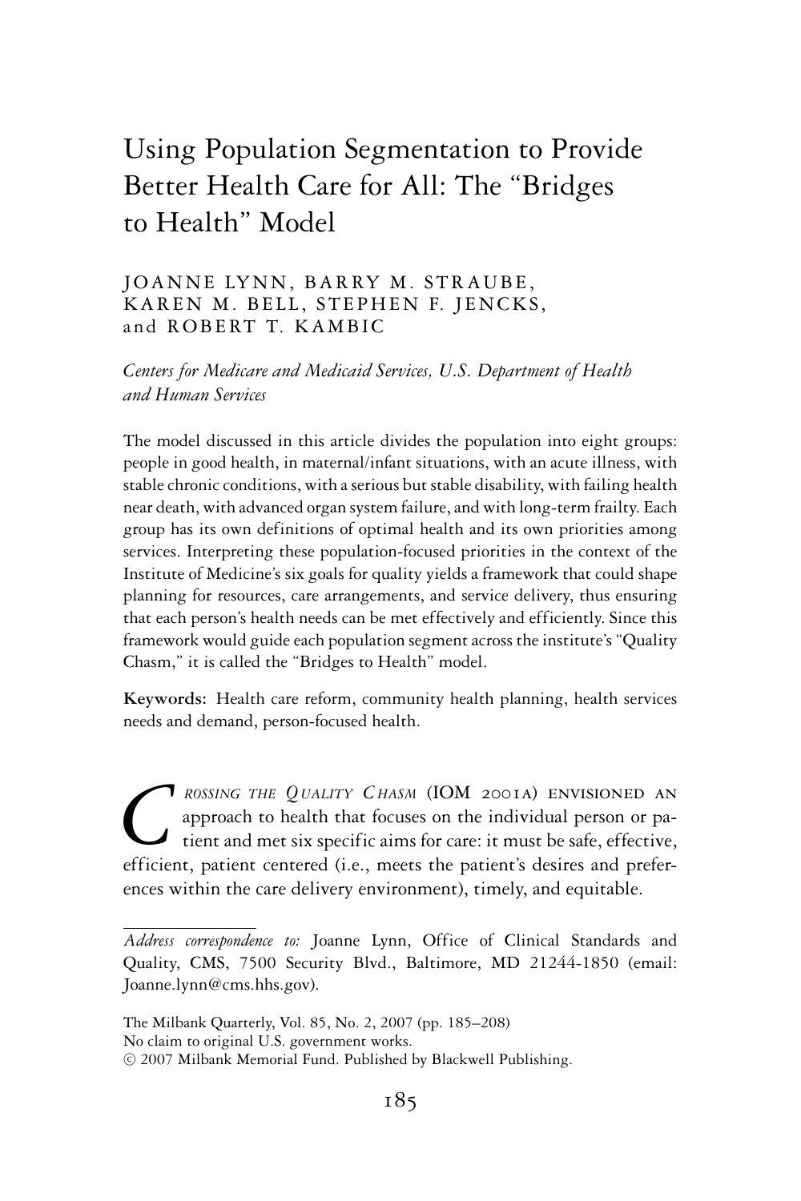# Using Population Segmentation to Provide Better Health Care for All: The "Bridges to Health" Model

JOANNE LYNN, BARRY M. STRAUBE, KAREN M. BELL, STEPHEN F. JENCKS, and ROBERT T. KAMBIC

*Centers for Medicare and Medicaid Services, U.S. Department of Health and Human Services*

The model discussed in this article divides the population into eight groups: people in good health, in maternal/infant situations, with an acute illness, with stable chronic conditions, with a serious but stable disability, with failing health near death, with advanced organ system failure, and with long-term frailty. Each group has its own definitions of optimal health and its own priorities among services. Interpreting these population-focused priorities in the context of the Institute of Medicine's six goals for quality yields a framework that could shape planning for resources, care arrangements, and service delivery, thus ensuring that each person's health needs can be met effectively and efficiently. Since this framework would guide each population segment across the institute's "Quality Chasm," it is called the "Bridges to Health" model.

**Keywords:** Health care reform, community health planning, health services needs and demand, person-focused health.

*Crossing the Quality Chasm* (IOM 2001a) envisioned an approach to health that focuses on the individual person or patient and met six specific aims for care: it must be safe, effective, efficient, patient centered (i.e., meets the patient's desires and preferences within the care delivery environment), timely, and equitable.

---

*Address correspondence to:* Joanne Lynn, Office of Clinical Standards and Quality, CMS, 7500 Security Blvd., Baltimore, MD 21244-1850 (email: Joanne.lynn@cms.hhs.gov).

The Milbank Quarterly, Vol. 85, No. 2, 2007 (pp. 185–208)
No claim to original U.S. government works.
© 2007 Milbank Memorial Fund. Published by Blackwell Publishing.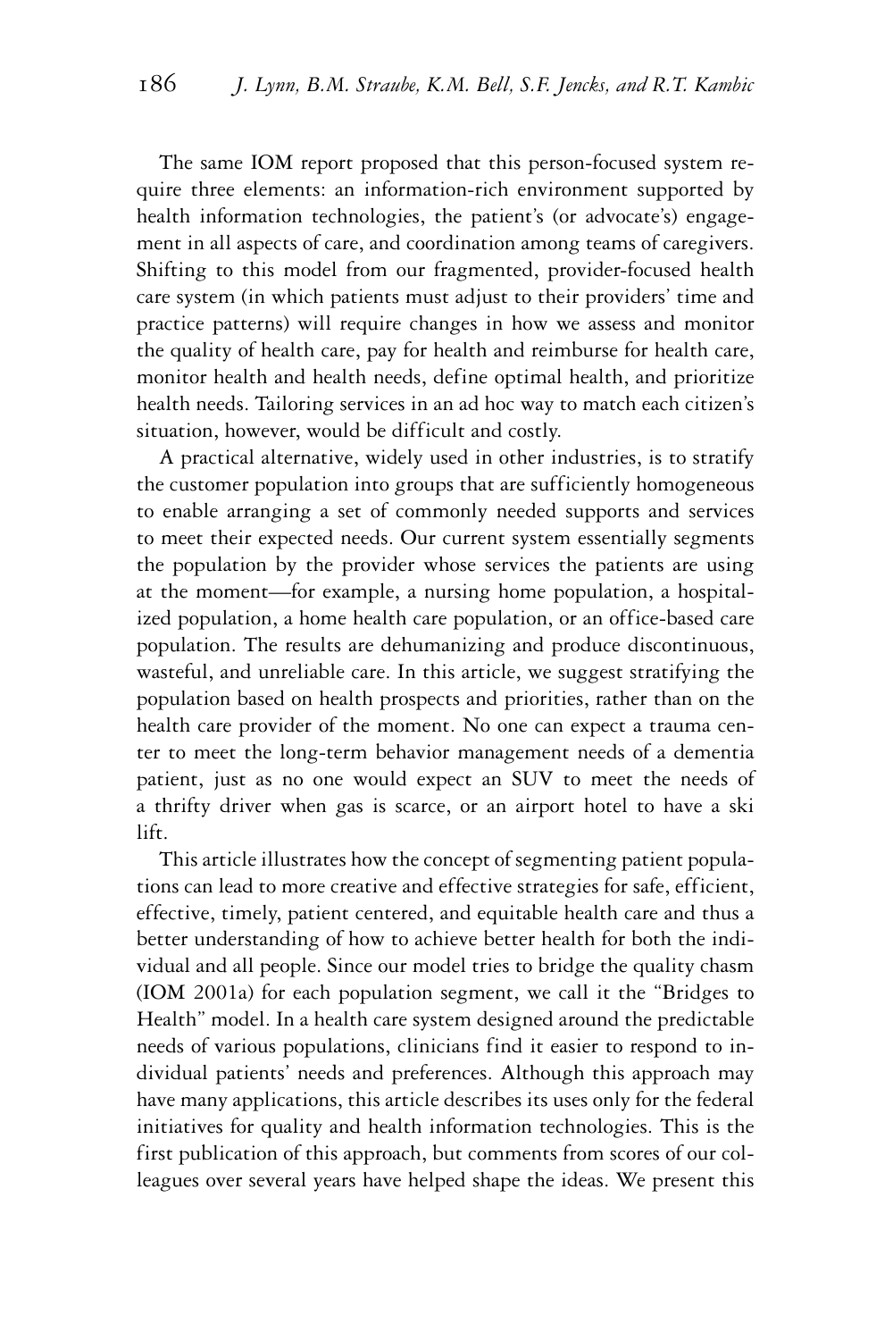The same IOM report proposed that this person-focused system require three elements: an information-rich environment supported by health information technologies, the patient's (or advocate's) engagement in all aspects of care, and coordination among teams of caregivers. Shifting to this model from our fragmented, provider-focused health care system (in which patients must adjust to their providers' time and practice patterns) will require changes in how we assess and monitor the quality of health care, pay for health and reimburse for health care, monitor health and health needs, define optimal health, and prioritize health needs. Tailoring services in an ad hoc way to match each citizen's situation, however, would be difficult and costly.

A practical alternative, widely used in other industries, is to stratify the customer population into groups that are sufficiently homogeneous to enable arranging a set of commonly needed supports and services to meet their expected needs. Our current system essentially segments the population by the provider whose services the patients are using at the moment—for example, a nursing home population, a hospitalized population, a home health care population, or an office-based care population. The results are dehumanizing and produce discontinuous, wasteful, and unreliable care. In this article, we suggest stratifying the population based on health prospects and priorities, rather than on the health care provider of the moment. No one can expect a trauma center to meet the long-term behavior management needs of a dementia patient, just as no one would expect an SUV to meet the needs of a thrifty driver when gas is scarce, or an airport hotel to have a ski lift.

This article illustrates how the concept of segmenting patient populations can lead to more creative and effective strategies for safe, efficient, effective, timely, patient centered, and equitable health care and thus a better understanding of how to achieve better health for both the individual and all people. Since our model tries to bridge the quality chasm (IOM 2001a) for each population segment, we call it the "Bridges to Health" model. In a health care system designed around the predictable needs of various populations, clinicians find it easier to respond to individual patients' needs and preferences. Although this approach may have many applications, this article describes its uses only for the federal initiatives for quality and health information technologies. This is the first publication of this approach, but comments from scores of our colleagues over several years have helped shape the ideas. We present this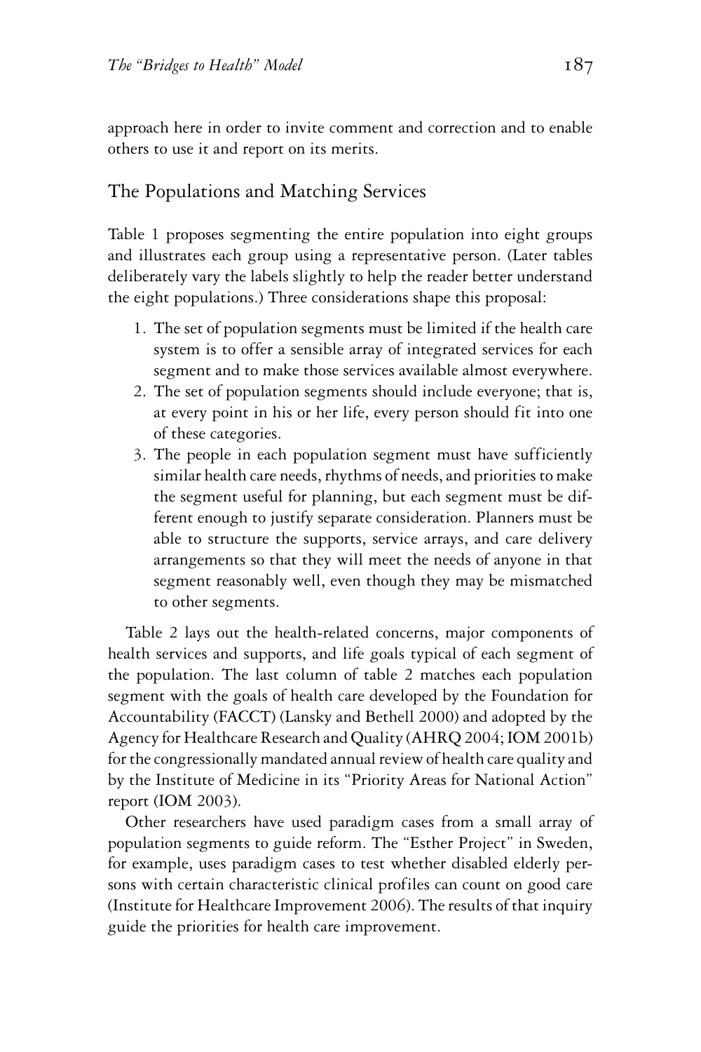approach here in order to invite comment and correction and to enable others to use it and report on its merits.

## The Populations and Matching Services

Table 1 proposes segmenting the entire population into eight groups and illustrates each group using a representative person. (Later tables deliberately vary the labels slightly to help the reader better understand the eight populations.) Three considerations shape this proposal:

1. The set of population segments must be limited if the health care system is to offer a sensible array of integrated services for each segment and to make those services available almost everywhere.
2. The set of population segments should include everyone; that is, at every point in his or her life, every person should fit into one of these categories.
3. The people in each population segment must have sufficiently similar health care needs, rhythms of needs, and priorities to make the segment useful for planning, but each segment must be different enough to justify separate consideration. Planners must be able to structure the supports, service arrays, and care delivery arrangements so that they will meet the needs of anyone in that segment reasonably well, even though they may be mismatched to other segments.

Table 2 lays out the health-related concerns, major components of health services and supports, and life goals typical of each segment of the population. The last column of table 2 matches each population segment with the goals of health care developed by the Foundation for Accountability (FACCT) (Lansky and Bethell 2000) and adopted by the Agency for Healthcare Research and Quality (AHRQ 2004; IOM 2001b) for the congressionally mandated annual review of health care quality and by the Institute of Medicine in its "Priority Areas for National Action" report (IOM 2003).

Other researchers have used paradigm cases from a small array of population segments to guide reform. The "Esther Project" in Sweden, for example, uses paradigm cases to test whether disabled elderly persons with certain characteristic clinical profiles can count on good care (Institute for Healthcare Improvement 2006). The results of that inquiry guide the priorities for health care improvement.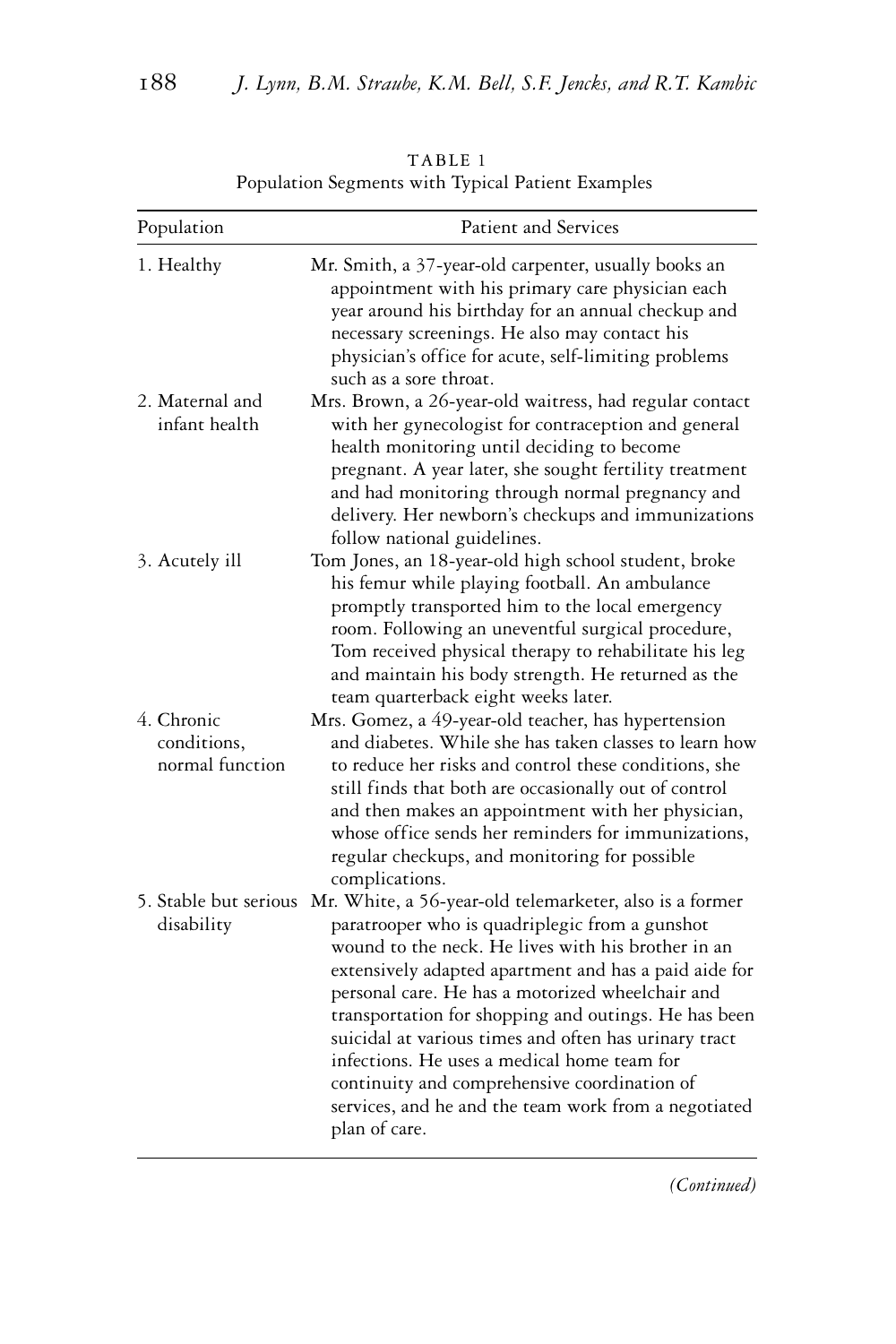TABLE 1
Population Segments with Typical Patient Examples

| Population | Patient and Services |
|---|---|
| 1. Healthy | Mr. Smith, a 37-year-old carpenter, usually books an appointment with his primary care physician each year around his birthday for an annual checkup and necessary screenings. He also may contact his physician's office for acute, self-limiting problems such as a sore throat. |
| 2. Maternal and infant health | Mrs. Brown, a 26-year-old waitress, had regular contact with her gynecologist for contraception and general health monitoring until deciding to become pregnant. A year later, she sought fertility treatment and had monitoring through normal pregnancy and delivery. Her newborn's checkups and immunizations follow national guidelines. |
| 3. Acutely ill | Tom Jones, an 18-year-old high school student, broke his femur while playing football. An ambulance promptly transported him to the local emergency room. Following an uneventful surgical procedure, Tom received physical therapy to rehabilitate his leg and maintain his body strength. He returned as the team quarterback eight weeks later. |
| 4. Chronic conditions, normal function | Mrs. Gomez, a 49-year-old teacher, has hypertension and diabetes. While she has taken classes to learn how to reduce her risks and control these conditions, she still finds that both are occasionally out of control and then makes an appointment with her physician, whose office sends her reminders for immunizations, regular checkups, and monitoring for possible complications. |
| 5. Stable but serious disability | Mr. White, a 56-year-old telemarketer, also is a former paratrooper who is quadriplegic from a gunshot wound to the neck. He lives with his brother in an extensively adapted apartment and has a paid aide for personal care. He has a motorized wheelchair and transportation for shopping and outings. He has been suicidal at various times and often has urinary tract infections. He uses a medical home team for continuity and comprehensive coordination of services, and he and the team work from a negotiated plan of care. |

*(Continued)*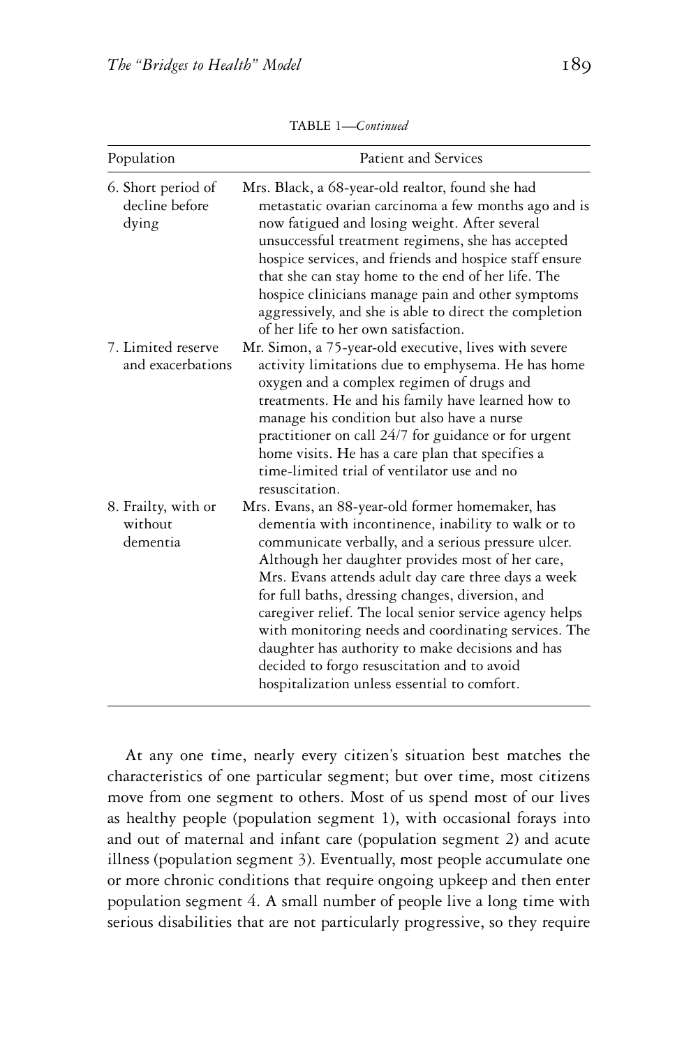TABLE 1—*Continued*

| Population | Patient and Services |
|---|---|
| 6. Short period of decline before dying | Mrs. Black, a 68-year-old realtor, found she had metastatic ovarian carcinoma a few months ago and is now fatigued and losing weight. After several unsuccessful treatment regimens, she has accepted hospice services, and friends and hospice staff ensure that she can stay home to the end of her life. The hospice clinicians manage pain and other symptoms aggressively, and she is able to direct the completion of her life to her own satisfaction. |
| 7. Limited reserve and exacerbations | Mr. Simon, a 75-year-old executive, lives with severe activity limitations due to emphysema. He has home oxygen and a complex regimen of drugs and treatments. He and his family have learned how to manage his condition but also have a nurse practitioner on call 24/7 for guidance or for urgent home visits. He has a care plan that specifies a time-limited trial of ventilator use and no resuscitation. |
| 8. Frailty, with or without dementia | Mrs. Evans, an 88-year-old former homemaker, has dementia with incontinence, inability to walk or to communicate verbally, and a serious pressure ulcer. Although her daughter provides most of her care, Mrs. Evans attends adult day care three days a week for full baths, dressing changes, diversion, and caregiver relief. The local senior service agency helps with monitoring needs and coordinating services. The daughter has authority to make decisions and has decided to forgo resuscitation and to avoid hospitalization unless essential to comfort. |

At any one time, nearly every citizen's situation best matches the characteristics of one particular segment; but over time, most citizens move from one segment to others. Most of us spend most of our lives as healthy people (population segment 1), with occasional forays into and out of maternal and infant care (population segment 2) and acute illness (population segment 3). Eventually, most people accumulate one or more chronic conditions that require ongoing upkeep and then enter population segment 4. A small number of people live a long time with serious disabilities that are not particularly progressive, so they require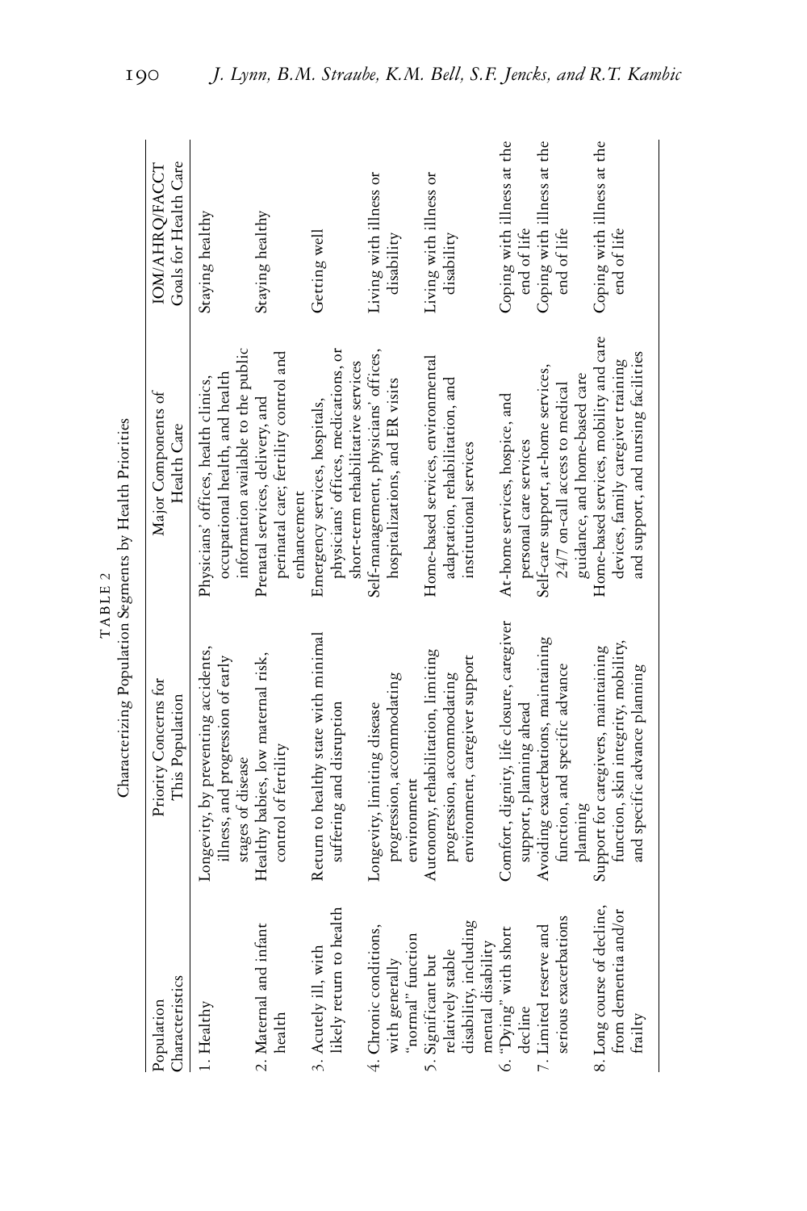TABLE 2
Characterizing Population Segments by Health Priorities

| Population Characteristics | Priority Concerns for This Population | Major Components of Health Care | IOM/AHRQ/FACCT Goals for Health Care |
|---|---|---|---|
| 1. Healthy | Longevity, by preventing accidents, illness, and progression of early stages of disease | Physicians' offices, health clinics, occupational health, and health information available to the public | Staying healthy |
| 2. Maternal and infant health | Healthy babies, low maternal risk, control of fertility | Prenatal services, delivery, and perinatal care; fertility control and enhancement | Staying healthy |
| 3. Acutely ill, with likely return to health | Return to healthy state with minimal suffering and disruption | Emergency services, hospitals, physicians' offices, medications, or short-term rehabilitative services | Getting well |
| 4. Chronic conditions, with generally "normal" function | Longevity, limiting disease progression, accommodating environment | Self-management, physicians' offices, hospitalizations, and ER visits | Living with illness or disability |
| 5. Significant but relatively stable disability, including mental disability | Autonomy, rehabilitation, limiting progression, accommodating environment, caregiver support | Home-based services, environmental adaptation, rehabilitation, and institutional services | Living with illness or disability |
| 6. "Dying" with short decline | Comfort, dignity, life closure, caregiver support, planning ahead | At-home services, hospice, and personal care services | Coping with illness at the end of life |
| 7. Limited reserve and serious exacerbations | Avoiding exacerbations, maintaining function, and specific advance planning | Self-care support, at-home services, 24/7 on-call access to medical guidance, and home-based care | Coping with illness at the end of life |
| 8. Long course of decline, from dementia and/or frailty | Support for caregivers, maintaining function, skin integrity, mobility, and specific advance planning | Home-based services, mobility and care devices, family caregiver training and support, and nursing facilities | Coping with illness at the end of life |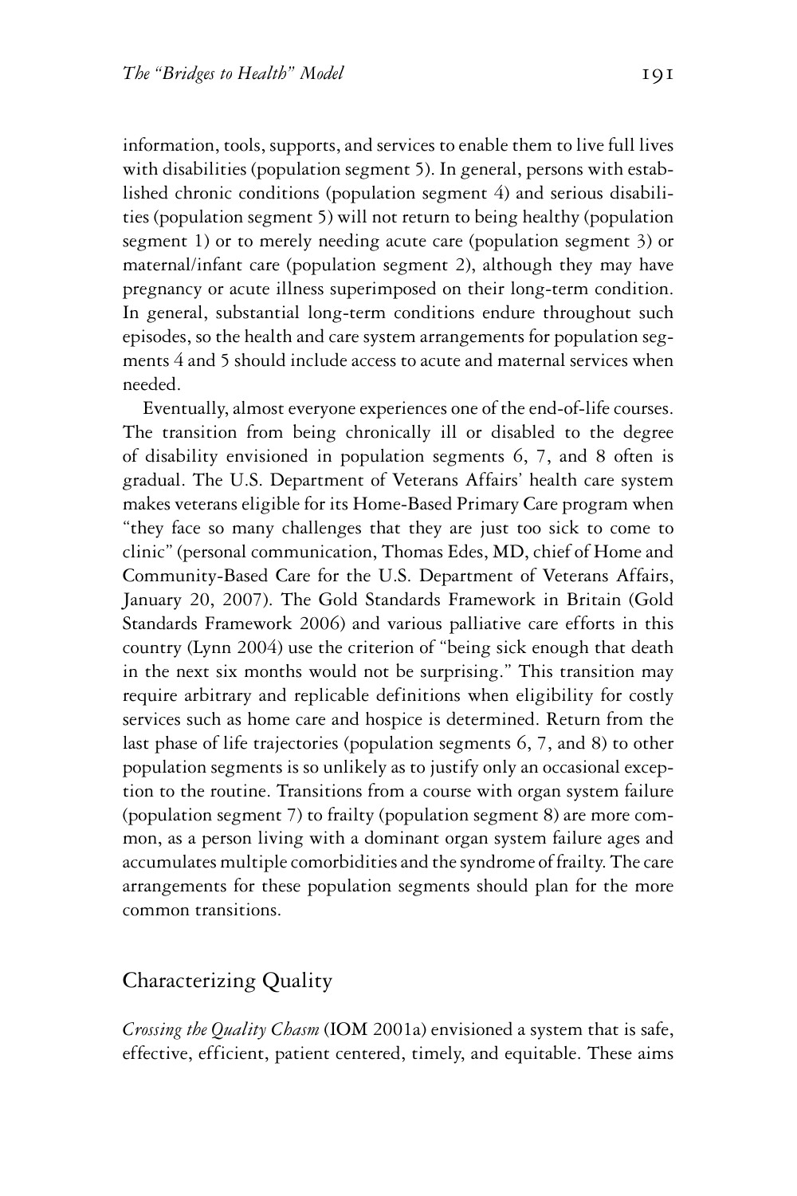information, tools, supports, and services to enable them to live full lives with disabilities (population segment 5). In general, persons with established chronic conditions (population segment 4) and serious disabilities (population segment 5) will not return to being healthy (population segment 1) or to merely needing acute care (population segment 3) or maternal/infant care (population segment 2), although they may have pregnancy or acute illness superimposed on their long-term condition. In general, substantial long-term conditions endure throughout such episodes, so the health and care system arrangements for population segments 4 and 5 should include access to acute and maternal services when needed.

Eventually, almost everyone experiences one of the end-of-life courses. The transition from being chronically ill or disabled to the degree of disability envisioned in population segments 6, 7, and 8 often is gradual. The U.S. Department of Veterans Affairs' health care system makes veterans eligible for its Home-Based Primary Care program when "they face so many challenges that they are just too sick to come to clinic" (personal communication, Thomas Edes, MD, chief of Home and Community-Based Care for the U.S. Department of Veterans Affairs, January 20, 2007). The Gold Standards Framework in Britain (Gold Standards Framework 2006) and various palliative care efforts in this country (Lynn 2004) use the criterion of "being sick enough that death in the next six months would not be surprising." This transition may require arbitrary and replicable definitions when eligibility for costly services such as home care and hospice is determined. Return from the last phase of life trajectories (population segments 6, 7, and 8) to other population segments is so unlikely as to justify only an occasional exception to the routine. Transitions from a course with organ system failure (population segment 7) to frailty (population segment 8) are more common, as a person living with a dominant organ system failure ages and accumulates multiple comorbidities and the syndrome of frailty. The care arrangements for these population segments should plan for the more common transitions.

## Characterizing Quality

*Crossing the Quality Chasm* (IOM 2001a) envisioned a system that is safe, effective, efficient, patient centered, timely, and equitable. These aims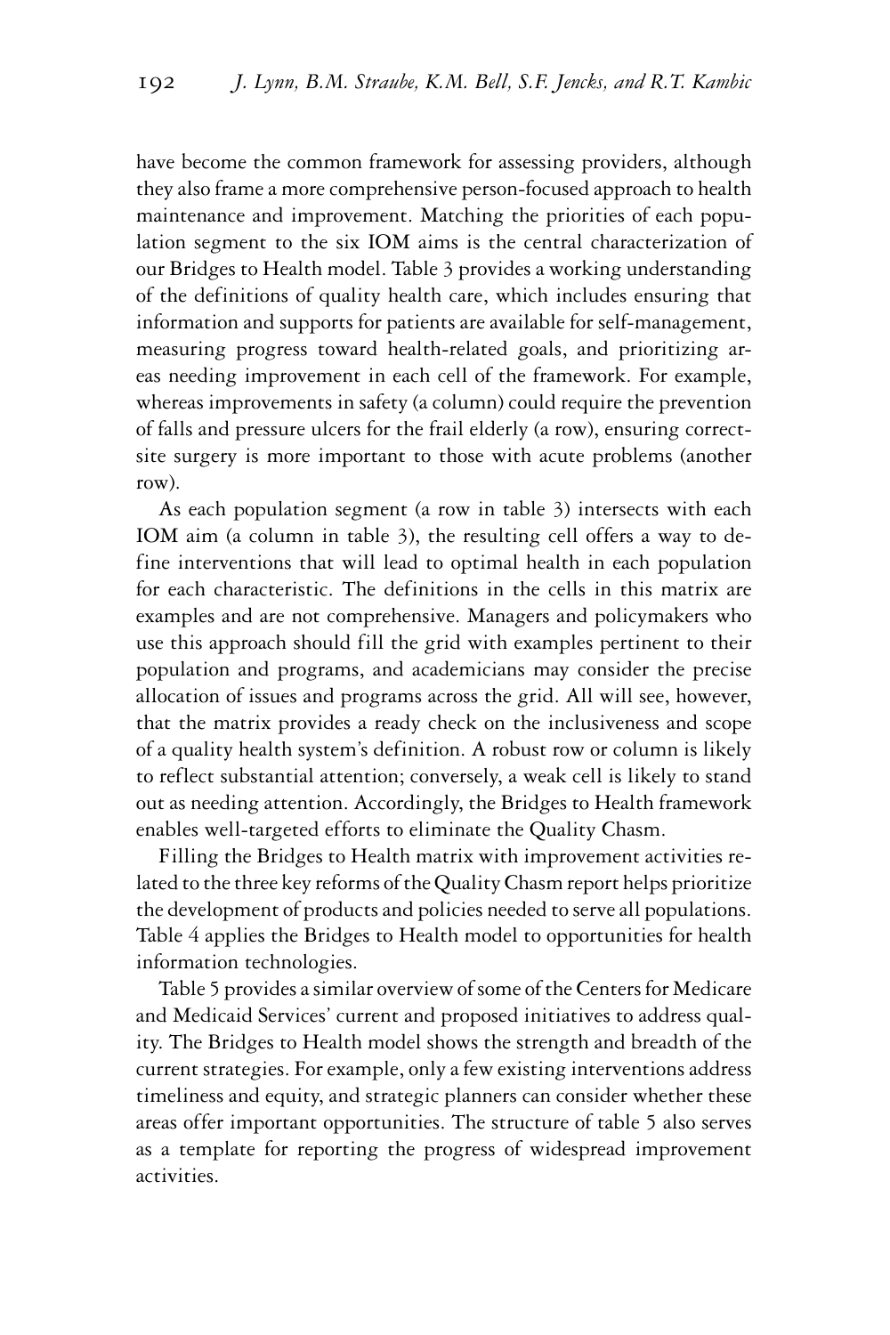have become the common framework for assessing providers, although they also frame a more comprehensive person-focused approach to health maintenance and improvement. Matching the priorities of each population segment to the six IOM aims is the central characterization of our Bridges to Health model. Table 3 provides a working understanding of the definitions of quality health care, which includes ensuring that information and supports for patients are available for self-management, measuring progress toward health-related goals, and prioritizing areas needing improvement in each cell of the framework. For example, whereas improvements in safety (a column) could require the prevention of falls and pressure ulcers for the frail elderly (a row), ensuring correct-site surgery is more important to those with acute problems (another row).

As each population segment (a row in table 3) intersects with each IOM aim (a column in table 3), the resulting cell offers a way to define interventions that will lead to optimal health in each population for each characteristic. The definitions in the cells in this matrix are examples and are not comprehensive. Managers and policymakers who use this approach should fill the grid with examples pertinent to their population and programs, and academicians may consider the precise allocation of issues and programs across the grid. All will see, however, that the matrix provides a ready check on the inclusiveness and scope of a quality health system's definition. A robust row or column is likely to reflect substantial attention; conversely, a weak cell is likely to stand out as needing attention. Accordingly, the Bridges to Health framework enables well-targeted efforts to eliminate the Quality Chasm.

Filling the Bridges to Health matrix with improvement activities related to the three key reforms of the Quality Chasm report helps prioritize the development of products and policies needed to serve all populations. Table 4 applies the Bridges to Health model to opportunities for health information technologies.

Table 5 provides a similar overview of some of the Centers for Medicare and Medicaid Services' current and proposed initiatives to address quality. The Bridges to Health model shows the strength and breadth of the current strategies. For example, only a few existing interventions address timeliness and equity, and strategic planners can consider whether these areas offer important opportunities. The structure of table 5 also serves as a template for reporting the progress of widespread improvement activities.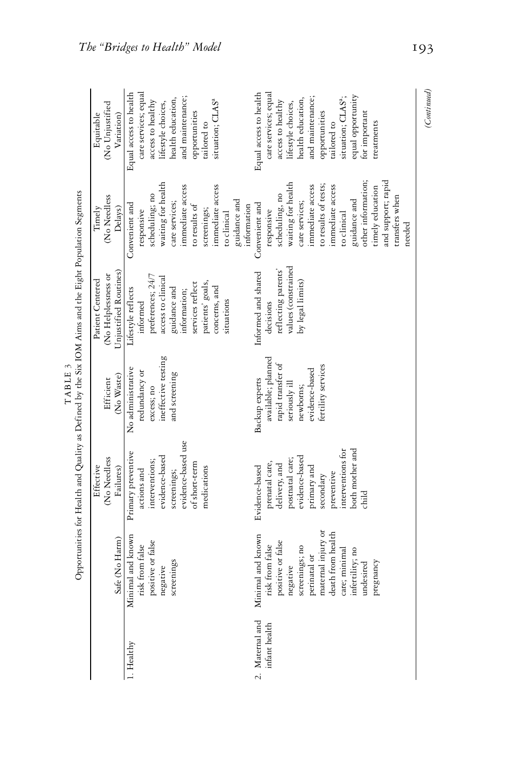TABLE 3

Opportunities for Health and Quality as Defined by the Six IOM Aims and the Eight Population Segments

| | Safe (No Harm) | Effective (No Needless Failures) | Efficient (No Waste) | Patient Centered (No Helplessness or Unjustified Routines) | Timely (No Needless Delays) | Equitable (No Unjustified Variation) |
|---|---|---|---|---|---|---|
| 1. Healthy | Minimal and known risk from false positive or false negative screenings | Primary preventive actions and interventions; evidence-based screenings; evidence-based use of short-term medications | No administrative redundancy or excess; no ineffective testing and screening | Lifestyle reflects informed preferences; 24/7 access to clinical guidance and information; services reflect patients' goals, concerns, and situations | Convenient and responsive scheduling; no waiting for health care services; immediate access to results of screenings; immediate access to clinical guidance and information | Equal access to health care services; equal access to healthy lifestyle choices, health education, and maintenance; opportunities tailored to situation; CLAS[a] |
| 2. Maternal and infant health | Minimal and known risk from false positive or false negative screenings; no perinatal or maternal injury or death from health care; minimal infertility; no undesired pregnancy | Evidence-based prenatal care, delivery, and postnatal care; evidence-based primary and secondary preventive interventions for both mother and child | Backup experts available; planned rapid transfer of seriously ill newborns; evidence-based fertility services | Informed and shared decisions reflecting parents' values (constrained by legal limits) | Convenient and responsive scheduling, no waiting for health care services; immediate access to results of tests; immediate access to clinical guidance and other information; timely education and support; rapid transfers when needed | Equal access to health care services; equal access to healthy lifestyle choices, health education, and maintenance; opportunities tailored to situation; CLAS[a]; equal opportunity for important treatments |

(Continued)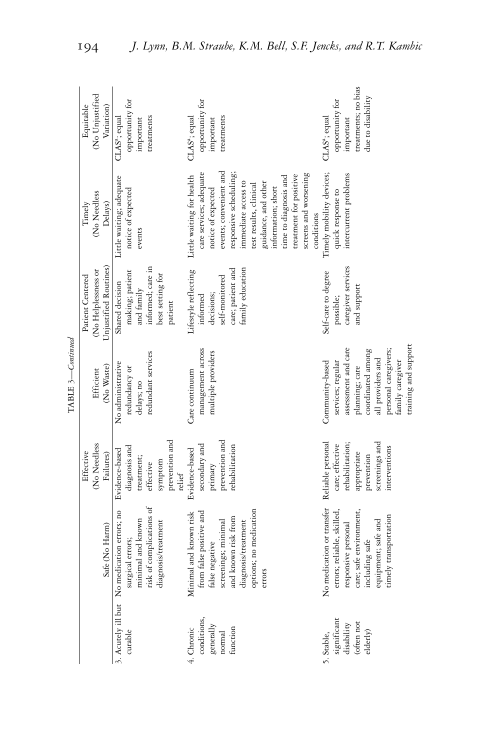TABLE 3—*Continued*

| | Safe (No Harm) | Effective (No Needless Failures) | Efficient (No Waste) | Patient Centered (No Helplessness or Unjustified Routines) | Timely (No Needless Delays) | Equitable (No Unjustified Variation) |
|---|---|---|---|---|---|---|
| 3. Acutely ill but curable | No medication errors; no surgical errors; minimal and known risk of complications of diagnosis/treatment | Evidence-based diagnosis and treatment; effective symptom prevention and relief | No administrative redundancy or delays; no redundant services | Shared decision making; patient and family informed; care in best setting for patient | Little waiting; adequate notice of expected events | CLAS[a]; equal opportunity for important treatments |
| 4. Chronic conditions, generally normal function | Minimal and known risk from false positive and false negative screenings; minimal and known risk from diagnosis/treatment options; no medication errors | Evidence-based secondary and primary prevention and rehabilitation | Care continuum management across multiple providers | Lifestyle reflecting informed decisions; self-monitored care; patient and family education | Little waiting for health care services; adequate notice of expected events; convenient and responsive scheduling; immediate access to test results, clinical guidance, and other information; short time to diagnosis and treatment for positive screens and worsening conditions | CLAS[a]; equal opportunity for important treatments |
| 5. Stable, significant disability (often not elderly) | No medication or transfer errors; reliable, skilled, responsive personal care; safe environment, including safe equipment; safe and timely transportation | Reliable personal care; effective rehabilitation; appropriate prevention screenings and interventions | Community-based services; regular assessment and care planning; care coordinated among all providers and personal caregivers; family caregiver training and support | Self-care to degree possible; caregiver services and support | Timely mobility devices; quick response to intercurrent problems | CLAS[a]; equal opportunity for important treatments; no bias due to disability |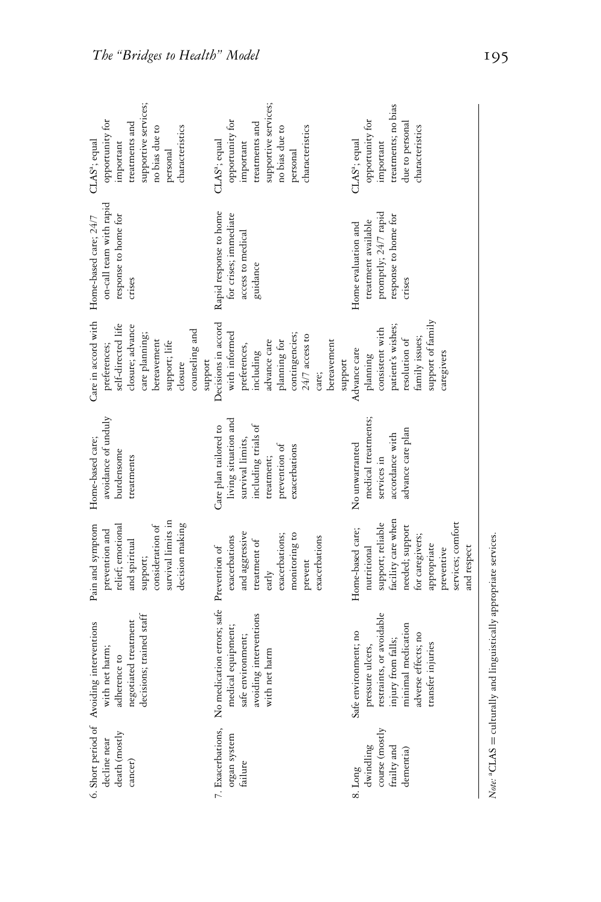| | | | | | | |
|---|---|---|---|---|---|---|
| 6. Short period of decline near death (mostly cancer) | Avoiding interventions with net harm; adherence to negotiated treatment decisions; trained staff | Pain and symptom prevention and relief; emotional and spiritual support; consideration of survival limits in decision making | Home-based care; avoidance of unduly burdensome treatments | Care in accord with preferences; self-directed life closure; advance care planning; bereavement support; life closure counseling and support | Home-based care; 24/7 on-call team with rapid response to home for crises | CLAS[a]; equal opportunity for important treatments and supportive services; no bias due to personal characteristics |
| 7. Exacerbations, organ system failure | No medication errors; safe medical equipment; safe environment; avoiding interventions with net harm | Prevention of exacerbations and aggressive treatment of early exacerbations; monitoring to prevent exacerbations | Care plan tailored to living situation and survival limits, including trials of treatment; prevention of exacerbations | Decisions in accord with informed preferences, including advance care planning for contingencies; 24/7 access to care; bereavement support | Rapid response to home for crises; immediate access to medical guidance | CLAS[a]; equal opportunity for important treatments and supportive services; no bias due to personal characteristics |
| 8. Long dwindling course (mostly frailty and dementia) | Safe environment; no pressure ulcers, restraints, or avoidable injury from falls; minimal medication adverse effects; no transfer injuries | Home-based care; nutritional support; reliable facility care when needed; support for caregivers; appropriate preventive services; comfort and respect | No unwarranted medical treatments; services in accordance with advance care plan | Advance care planning consistent with patient's wishes; resolution of family issues; support of family caregivers | Home evaluation and treatment available promptly; 24/7 rapid response to home for crises | CLAS[a]; equal opportunity for important treatments; no bias due to personal characteristics |

*Note:* [a]CLAS = culturally and linguistically appropriate services.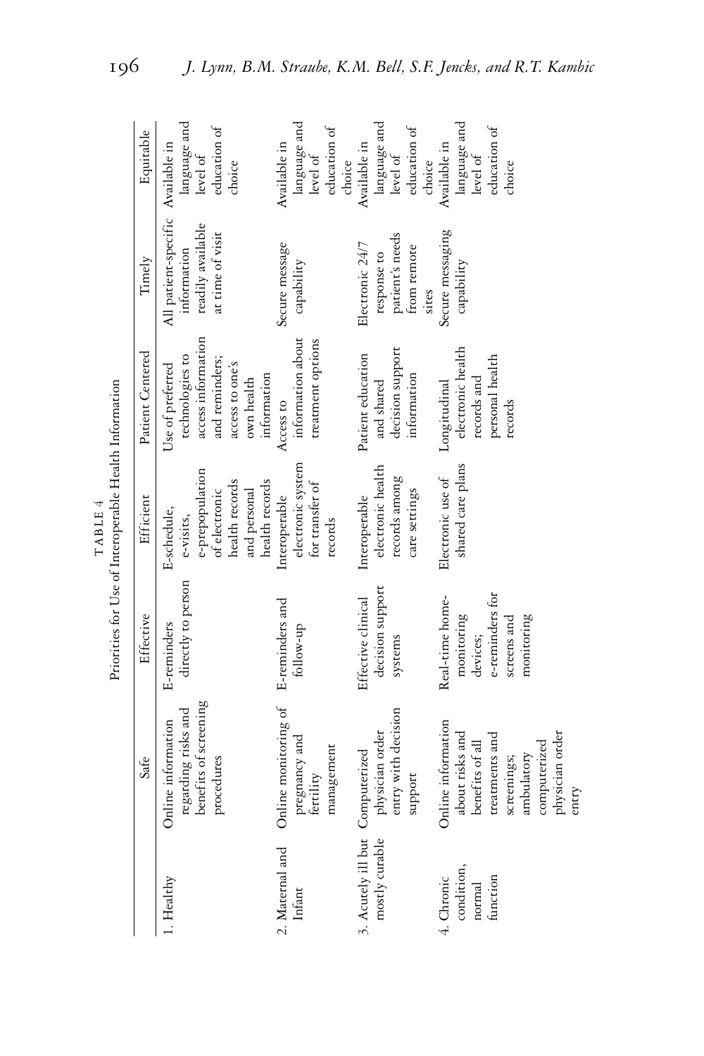TABLE 4

Priorities for Use of Interoperable Health Information

| | Safe | Effective | Efficient | Patient Centered | Timely | Equitable |
|---|---|---|---|---|---|---|
| 1. Healthy | Online information regarding risks and benefits of screening procedures | E-reminders directly to person | E-schedule, e-visits, e-prepopulation of electronic health records and personal health records | Use of preferred technologies to access information and reminders; access to one's own health information | All patient-specific information readily available at time of visit | Available in language and level of education of choice |
| 2. Maternal and Infant | Online monitoring of pregnancy and fertility management | E-reminders and follow-up | Interoperable electronic system for transfer of records | Access to information about treatment options | Secure message capability | Available in language and level of education of choice |
| 3. Acutely ill but mostly curable | Computerized physician order entry with decision support | Effective clinical decision support systems | Interoperable electronic health records among care settings | Patient education and shared decision support information | Electronic 24/7 response to patient's needs from remote sites | Available in language and level of education of choice |
| 4. Chronic condition, normal function | Online information about risks and benefits of all treatments and screenings; ambulatory computerized physician order entry | Real-time home-monitoring devices; e-reminders for screens and monitoring | Electronic use of shared care plans | Longitudinal electronic health records and personal health records | Secure messaging capability | Available in language and level of education of choice |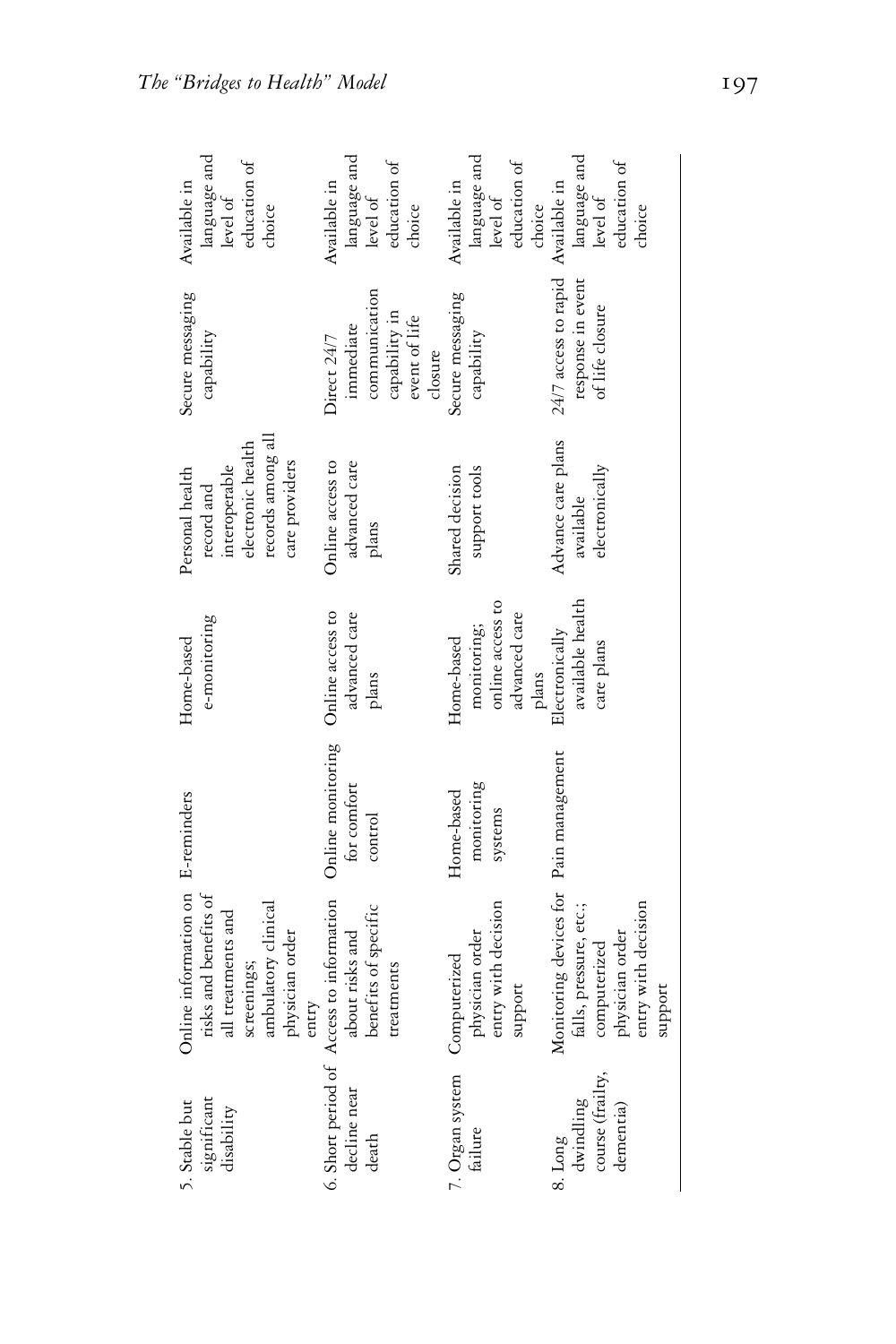| 5. Stable but significant disability | Online information on risks and benefits of all treatments and screenings; ambulatory clinical physician order entry | E-reminders | Home-based e-monitoring | Personal health record and interoperable electronic health records among all care providers | Secure messaging capability | Available in language and level of education of choice |
|---|---|---|---|---|---|---|
| 6. Short period of decline near death | Access to information about risks and benefits of specific treatments | Online monitoring for comfort control | Online access to advanced care plans | Online access to advanced care plans | Direct 24/7 immediate communication capability in event of life closure | Available in language and level of education of choice |
| 7. Organ system failure | Computerized physician order entry with decision support | Home-based monitoring systems | Home-based monitoring; online access to advanced care plans | Shared decision support tools | Secure messaging capability | Available in language and level of education of choice |
| 8. Long dwindling course (frailty, dementia) | Monitoring devices for falls, pressure, etc.; computerized physician order entry with decision support | Pain management | Electronically available health care plans | Advance care plans available electronically | 24/7 access to rapid response in event of life closure | Available in language and level of education of choice |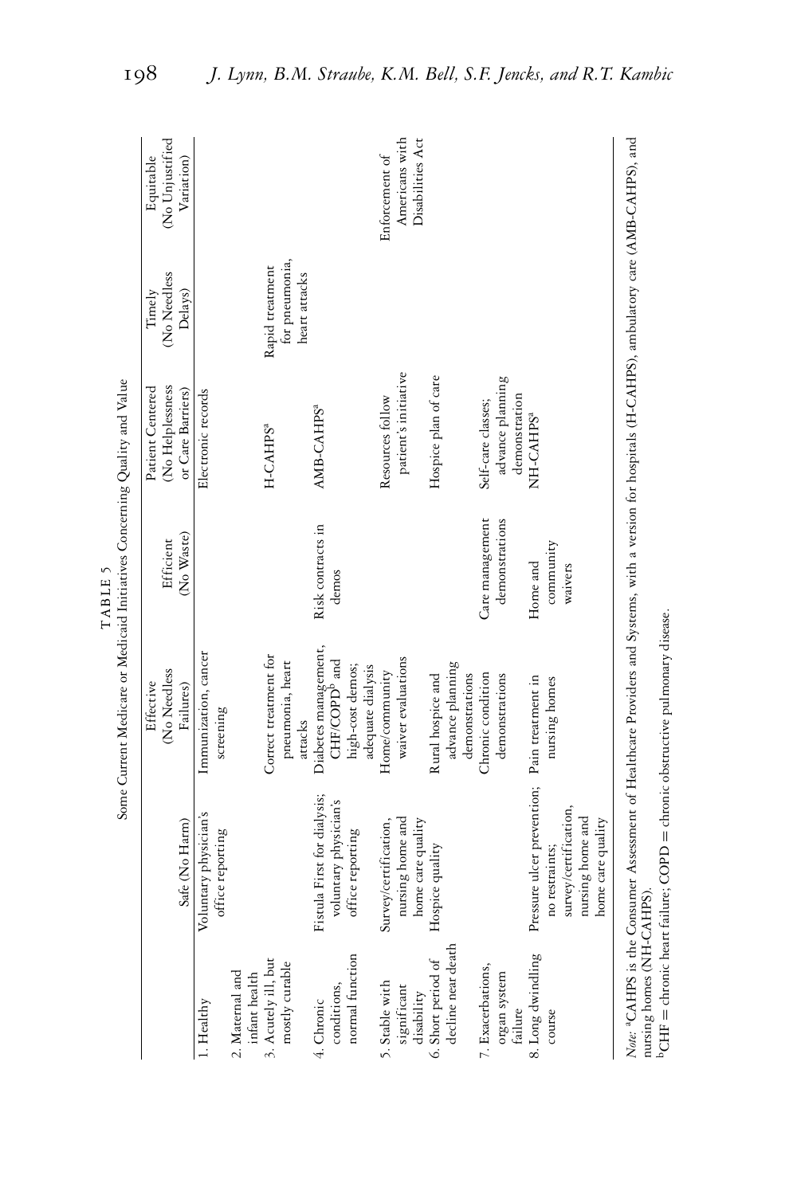TABLE 5

Some Current Medicare or Medicaid Initiatives Concerning Quality and Value

| | Safe (No Harm) | Effective (No Needless Failures) | Efficient (No Waste) | Patient Centered (No Helplessness or Care Barriers) | Timely (No Needless Delays) | Equitable (No Unjustified Variation) |
|---|---|---|---|---|---|---|
| 1. Healthy | Voluntary physician's office reporting | Immunization, cancer screening | | Electronic records | | |
| 2. Maternal and infant health | | | | | | |
| 3. Acutely ill, but mostly curable | | Correct treatment for pneumonia, heart attacks | | H-CAHPS[a] | Rapid treatment for pneumonia, heart attacks | |
| 4. Chronic conditions, normal function | Fistula First for dialysis; voluntary physician's office reporting | Diabetes management, CHF/COPD[b] and high-cost demos; adequate dialysis | Risk contracts in demos | AMB-CAHPS[a] | | |
| 5. Stable with significant disability | Survey/certification, nursing home and home care quality | Home/community waiver evaluations | | Resources follow patient's initiative | | Enforcement of Americans with Disabilities Act |
| 6. Short period of decline near death | Hospice quality | Rural hospice and advance planning demonstrations | | Hospice plan of care | | |
| 7. Exacerbations, organ system failure | | Chronic condition demonstrations | Care management demonstrations | Self-care classes; advance planning demonstration | | |
| 8. Long dwindling course | Pressure ulcer prevention; no restraints; survey/certification, nursing home and home care quality | Pain treatment in nursing homes | Home and community waivers | NH-CAHPS[a] | | |

*Note:* [a]CAHPS is the Consumer Assessment of Healthcare Providers and Systems, with a version for hospitals (H-CAHPS), ambulatory care (AMB-CAHPS), and nursing homes (NH-CAHPS).

[b]CHF = chronic heart failure; COPD = chronic obstructive pulmonary disease.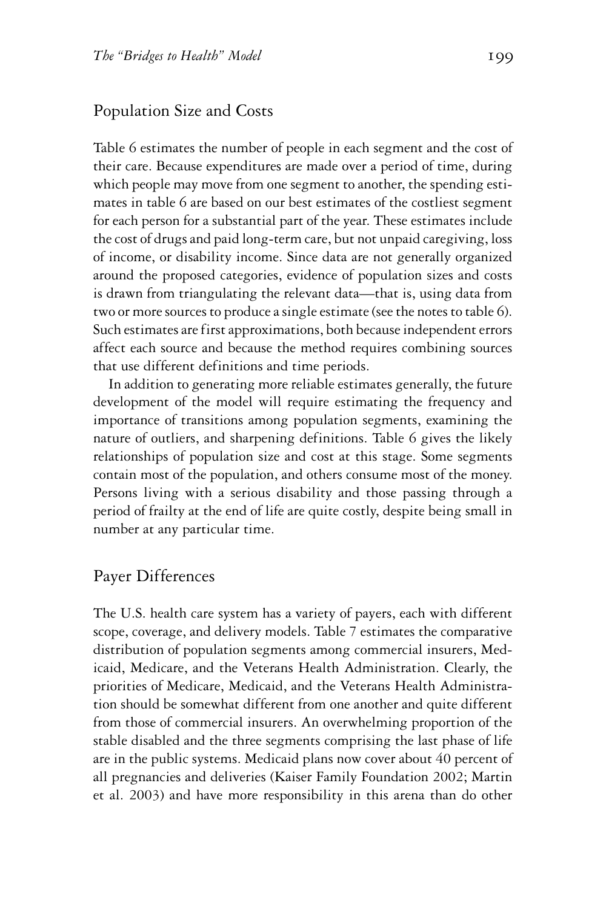## Population Size and Costs

Table 6 estimates the number of people in each segment and the cost of their care. Because expenditures are made over a period of time, during which people may move from one segment to another, the spending estimates in table 6 are based on our best estimates of the costliest segment for each person for a substantial part of the year. These estimates include the cost of drugs and paid long-term care, but not unpaid caregiving, loss of income, or disability income. Since data are not generally organized around the proposed categories, evidence of population sizes and costs is drawn from triangulating the relevant data—that is, using data from two or more sources to produce a single estimate (see the notes to table 6). Such estimates are first approximations, both because independent errors affect each source and because the method requires combining sources that use different definitions and time periods.

In addition to generating more reliable estimates generally, the future development of the model will require estimating the frequency and importance of transitions among population segments, examining the nature of outliers, and sharpening definitions. Table 6 gives the likely relationships of population size and cost at this stage. Some segments contain most of the population, and others consume most of the money. Persons living with a serious disability and those passing through a period of frailty at the end of life are quite costly, despite being small in number at any particular time.

## Payer Differences

The U.S. health care system has a variety of payers, each with different scope, coverage, and delivery models. Table 7 estimates the comparative distribution of population segments among commercial insurers, Medicaid, Medicare, and the Veterans Health Administration. Clearly, the priorities of Medicare, Medicaid, and the Veterans Health Administration should be somewhat different from one another and quite different from those of commercial insurers. An overwhelming proportion of the stable disabled and the three segments comprising the last phase of life are in the public systems. Medicaid plans now cover about 40 percent of all pregnancies and deliveries (Kaiser Family Foundation 2002; Martin et al. 2003) and have more responsibility in this arena than do other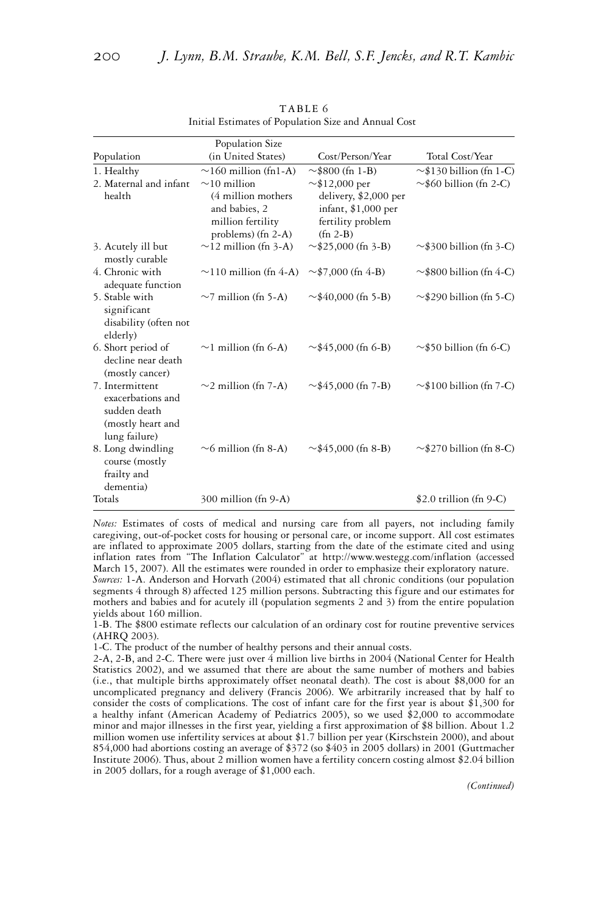TABLE 6

Initial Estimates of Population Size and Annual Cost

| Population | Population Size (in United States) | Cost/Person/Year | Total Cost/Year |
|---|---|---|---|
| 1. Healthy | ~160 million (fn1-A) | ~$800 (fn 1-B) | ~$130 billion (fn 1-C) |
| 2. Maternal and infant health | ~10 million (4 million mothers and babies, 2 million fertility problems) (fn 2-A) | ~$12,000 per delivery, $2,000 per infant, $1,000 per fertility problem (fn 2-B) | ~$60 billion (fn 2-C) |
| 3. Acutely ill but mostly curable | ~12 million (fn 3-A) | ~$25,000 (fn 3-B) | ~$300 billion (fn 3-C) |
| 4. Chronic with adequate function | ~110 million (fn 4-A) | ~$7,000 (fn 4-B) | ~$800 billion (fn 4-C) |
| 5. Stable with significant disability (often not elderly) | ~7 million (fn 5-A) | ~$40,000 (fn 5-B) | ~$290 billion (fn 5-C) |
| 6. Short period of decline near death (mostly cancer) | ~1 million (fn 6-A) | ~$45,000 (fn 6-B) | ~$50 billion (fn 6-C) |
| 7. Intermittent exacerbations and sudden death (mostly heart and lung failure) | ~2 million (fn 7-A) | ~$45,000 (fn 7-B) | ~$100 billion (fn 7-C) |
| 8. Long dwindling course (mostly frailty and dementia) | ~6 million (fn 8-A) | ~$45,000 (fn 8-B) | ~$270 billion (fn 8-C) |
| Totals | 300 million (fn 9-A) | | $2.0 trillion (fn 9-C) |

*Notes:* Estimates of costs of medical and nursing care from all payers, not including family caregiving, out-of-pocket costs for housing or personal care, or income support. All cost estimates are inflated to approximate 2005 dollars, starting from the date of the estimate cited and using inflation rates from "The Inflation Calculator" at http://www.westegg.com/inflation (accessed March 15, 2007). All the estimates were rounded in order to emphasize their exploratory nature.

*Sources:* 1-A. Anderson and Horvath (2004) estimated that all chronic conditions (our population segments 4 through 8) affected 125 million persons. Subtracting this figure and our estimates for mothers and babies and for acutely ill (population segments 2 and 3) from the entire population yields about 160 million.

1-B. The $800 estimate reflects our calculation of an ordinary cost for routine preventive services (AHRQ 2003).

1-C. The product of the number of healthy persons and their annual costs.

2-A, 2-B, and 2-C. There were just over 4 million live births in 2004 (National Center for Health Statistics 2002), and we assumed that there are about the same number of mothers and babies (i.e., that multiple births approximately offset neonatal death). The cost is about $8,000 for an uncomplicated pregnancy and delivery (Francis 2006). We arbitrarily increased that by half to consider the costs of complications. The cost of infant care for the first year is about $1,300 for a healthy infant (American Academy of Pediatrics 2005), so we used $2,000 to accommodate minor and major illnesses in the first year, yielding a first approximation of $8 billion. About 1.2 million women use infertility services at about $1.7 billion per year (Kirschstein 2000), and about 854,000 had abortions costing an average of $372 (so $403 in 2005 dollars) in 2001 (Guttmacher Institute 2006). Thus, about 2 million women have a fertility concern costing almost $2.04 billion in 2005 dollars, for a rough average of $1,000 each.

*(Continued)*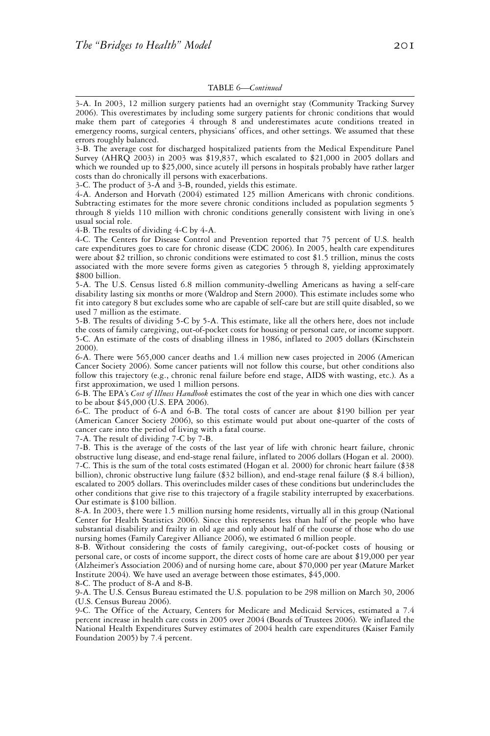TABLE 6—*Continued*

3-A. In 2003, 12 million surgery patients had an overnight stay (Community Tracking Survey 2006). This overestimates by including some surgery patients for chronic conditions that would make them part of categories 4 through 8 and underestimates acute conditions treated in emergency rooms, surgical centers, physicians' offices, and other settings. We assumed that these errors roughly balanced.

3-B. The average cost for discharged hospitalized patients from the Medical Expenditure Panel Survey (AHRQ 2003) in 2003 was $19,837, which escalated to $21,000 in 2005 dollars and which we rounded up to $25,000, since acutely ill persons in hospitals probably have rather larger costs than do chronically ill persons with exacerbations.

3-C. The product of 3-A and 3-B, rounded, yields this estimate.

4-A. Anderson and Horvath (2004) estimated 125 million Americans with chronic conditions. Subtracting estimates for the more severe chronic conditions included as population segments 5 through 8 yields 110 million with chronic conditions generally consistent with living in one's usual social role.

4-B. The results of dividing 4-C by 4-A.

4-C. The Centers for Disease Control and Prevention reported that 75 percent of U.S. health care expenditures goes to care for chronic disease (CDC 2006). In 2005, health care expenditures were about $2 trillion, so chronic conditions were estimated to cost $1.5 trillion, minus the costs associated with the more severe forms given as categories 5 through 8, yielding approximately $800 billion.

5-A. The U.S. Census listed 6.8 million community-dwelling Americans as having a self-care disability lasting six months or more (Waldrop and Stern 2000). This estimate includes some who fit into category 8 but excludes some who are capable of self-care but are still quite disabled, so we used 7 million as the estimate.

5-B. The results of dividing 5-C by 5-A. This estimate, like all the others here, does not include the costs of family caregiving, out-of-pocket costs for housing or personal care, or income support.

5-C. An estimate of the costs of disabling illness in 1986, inflated to 2005 dollars (Kirschstein 2000).

6-A. There were 565,000 cancer deaths and 1.4 million new cases projected in 2006 (American Cancer Society 2006). Some cancer patients will not follow this course, but other conditions also follow this trajectory (e.g., chronic renal failure before end stage, AIDS with wasting, etc.). As a first approximation, we used 1 million persons.

6-B. The EPA's *Cost of Illness Handbook* estimates the cost of the year in which one dies with cancer to be about $45,000 (U.S. EPA 2006).

6-C. The product of 6-A and 6-B. The total costs of cancer are about $190 billion per year (American Cancer Society 2006), so this estimate would put about one-quarter of the costs of cancer care into the period of living with a fatal course.

7-A. The result of dividing 7-C by 7-B.

7-B. This is the average of the costs of the last year of life with chronic heart failure, chronic obstructive lung disease, and end-stage renal failure, inflated to 2006 dollars (Hogan et al. 2000).

7-C. This is the sum of the total costs estimated (Hogan et al. 2000) for chronic heart failure ($38 billion), chronic obstructive lung failure ($32 billion), and end-stage renal failure ($ 8.4 billion), escalated to 2005 dollars. This overincludes milder cases of these conditions but underincludes the other conditions that give rise to this trajectory of a fragile stability interrupted by exacerbations. Our estimate is $100 billion.

8-A. In 2003, there were 1.5 million nursing home residents, virtually all in this group (National Center for Health Statistics 2006). Since this represents less than half of the people who have substantial disability and frailty in old age and only about half of the course of those who do use nursing homes (Family Caregiver Alliance 2006), we estimated 6 million people.

8-B. Without considering the costs of family caregiving, out-of-pocket costs of housing or personal care, or costs of income support, the direct costs of home care are about $19,000 per year (Alzheimer's Association 2006) and of nursing home care, about $70,000 per year (Mature Market Institute 2004). We have used an average between those estimates, $45,000.

8-C. The product of 8-A and 8-B.

9-A. The U.S. Census Bureau estimated the U.S. population to be 298 million on March 30, 2006 (U.S. Census Bureau 2006).

9-C. The Office of the Actuary, Centers for Medicare and Medicaid Services, estimated a 7.4 percent increase in health care costs in 2005 over 2004 (Boards of Trustees 2006). We inflated the National Health Expenditures Survey estimates of 2004 health care expenditures (Kaiser Family Foundation 2005) by 7.4 percent.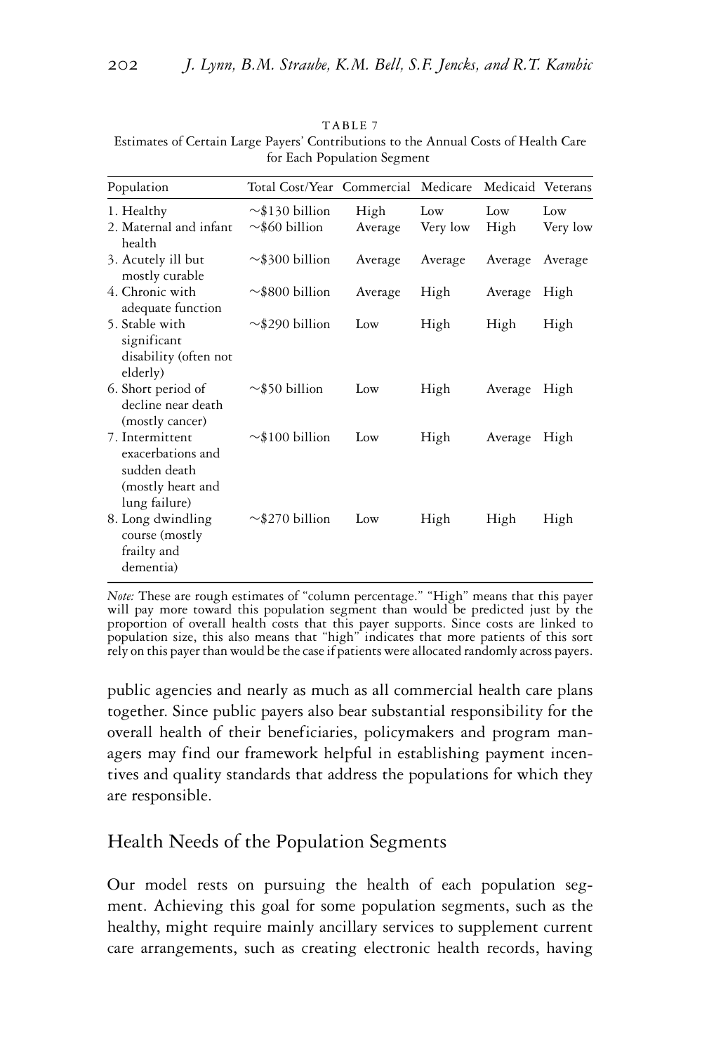TABLE 7
Estimates of Certain Large Payers' Contributions to the Annual Costs of Health Care for Each Population Segment

| Population | Total Cost/Year | Commercial | Medicare | Medicaid | Veterans |
|---|---|---|---|---|---|
| 1. Healthy | ~$130 billion | High | Low | Low | Low |
| 2. Maternal and infant health | ~$60 billion | Average | Very low | High | Very low |
| 3. Acutely ill but mostly curable | ~$300 billion | Average | Average | Average | Average |
| 4. Chronic with adequate function | ~$800 billion | Average | High | Average | High |
| 5. Stable with significant disability (often not elderly) | ~$290 billion | Low | High | High | High |
| 6. Short period of decline near death (mostly cancer) | ~$50 billion | Low | High | Average | High |
| 7. Intermittent exacerbations and sudden death (mostly heart and lung failure) | ~$100 billion | Low | High | Average | High |
| 8. Long dwindling course (mostly frailty and dementia) | ~$270 billion | Low | High | High | High |

*Note:* These are rough estimates of "column percentage." "High" means that this payer will pay more toward this population segment than would be predicted just by the proportion of overall health costs that this payer supports. Since costs are linked to population size, this also means that "high" indicates that more patients of this sort rely on this payer than would be the case if patients were allocated randomly across payers.

public agencies and nearly as much as all commercial health care plans together. Since public payers also bear substantial responsibility for the overall health of their beneficiaries, policymakers and program managers may find our framework helpful in establishing payment incentives and quality standards that address the populations for which they are responsible.

## Health Needs of the Population Segments

Our model rests on pursuing the health of each population segment. Achieving this goal for some population segments, such as the healthy, might require mainly ancillary services to supplement current care arrangements, such as creating electronic health records, having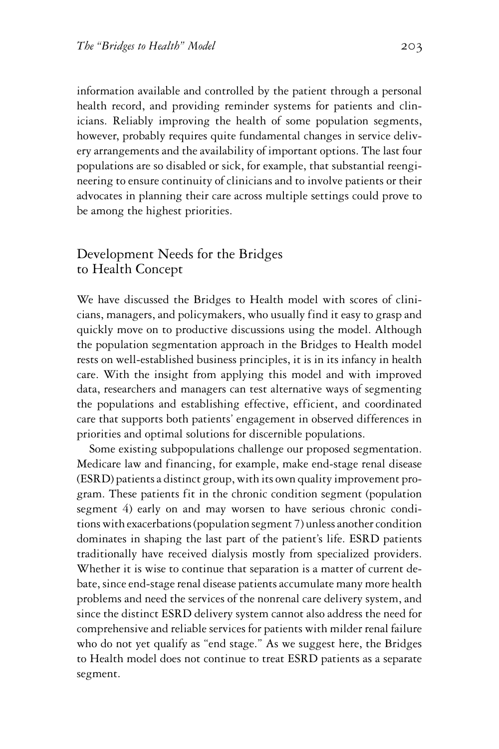information available and controlled by the patient through a personal health record, and providing reminder systems for patients and clinicians. Reliably improving the health of some population segments, however, probably requires quite fundamental changes in service delivery arrangements and the availability of important options. The last four populations are so disabled or sick, for example, that substantial reengineering to ensure continuity of clinicians and to involve patients or their advocates in planning their care across multiple settings could prove to be among the highest priorities.

## Development Needs for the Bridges to Health Concept

We have discussed the Bridges to Health model with scores of clinicians, managers, and policymakers, who usually find it easy to grasp and quickly move on to productive discussions using the model. Although the population segmentation approach in the Bridges to Health model rests on well-established business principles, it is in its infancy in health care. With the insight from applying this model and with improved data, researchers and managers can test alternative ways of segmenting the populations and establishing effective, efficient, and coordinated care that supports both patients' engagement in observed differences in priorities and optimal solutions for discernible populations.

Some existing subpopulations challenge our proposed segmentation. Medicare law and financing, for example, make end-stage renal disease (ESRD) patients a distinct group, with its own quality improvement program. These patients fit in the chronic condition segment (population segment 4) early on and may worsen to have serious chronic conditions with exacerbations (population segment 7) unless another condition dominates in shaping the last part of the patient's life. ESRD patients traditionally have received dialysis mostly from specialized providers. Whether it is wise to continue that separation is a matter of current debate, since end-stage renal disease patients accumulate many more health problems and need the services of the nonrenal care delivery system, and since the distinct ESRD delivery system cannot also address the need for comprehensive and reliable services for patients with milder renal failure who do not yet qualify as "end stage." As we suggest here, the Bridges to Health model does not continue to treat ESRD patients as a separate segment.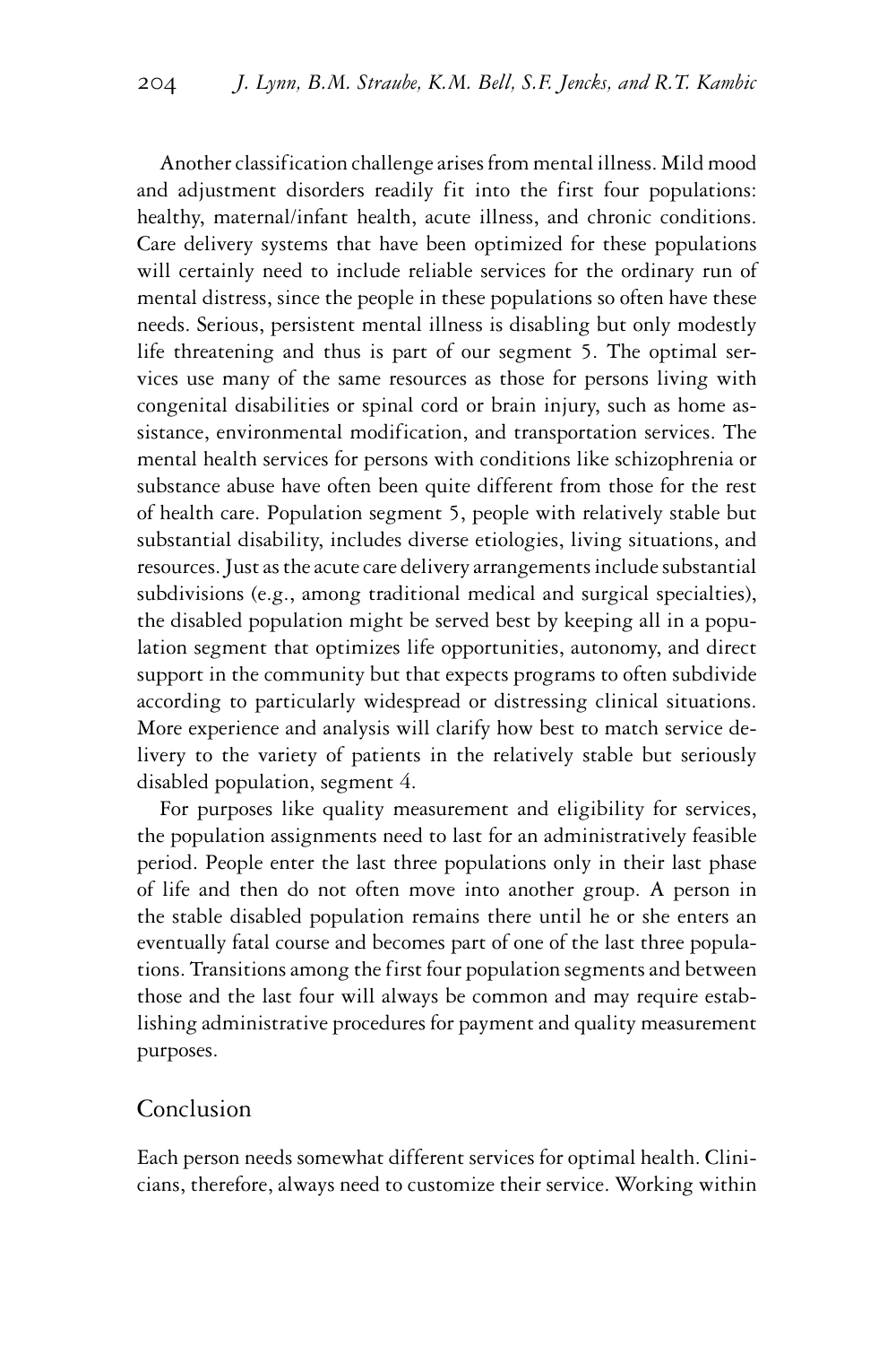Another classification challenge arises from mental illness. Mild mood and adjustment disorders readily fit into the first four populations: healthy, maternal/infant health, acute illness, and chronic conditions. Care delivery systems that have been optimized for these populations will certainly need to include reliable services for the ordinary run of mental distress, since the people in these populations so often have these needs. Serious, persistent mental illness is disabling but only modestly life threatening and thus is part of our segment 5. The optimal services use many of the same resources as those for persons living with congenital disabilities or spinal cord or brain injury, such as home assistance, environmental modification, and transportation services. The mental health services for persons with conditions like schizophrenia or substance abuse have often been quite different from those for the rest of health care. Population segment 5, people with relatively stable but substantial disability, includes diverse etiologies, living situations, and resources. Just as the acute care delivery arrangements include substantial subdivisions (e.g., among traditional medical and surgical specialties), the disabled population might be served best by keeping all in a population segment that optimizes life opportunities, autonomy, and direct support in the community but that expects programs to often subdivide according to particularly widespread or distressing clinical situations. More experience and analysis will clarify how best to match service delivery to the variety of patients in the relatively stable but seriously disabled population, segment 4.

For purposes like quality measurement and eligibility for services, the population assignments need to last for an administratively feasible period. People enter the last three populations only in their last phase of life and then do not often move into another group. A person in the stable disabled population remains there until he or she enters an eventually fatal course and becomes part of one of the last three populations. Transitions among the first four population segments and between those and the last four will always be common and may require establishing administrative procedures for payment and quality measurement purposes.

## Conclusion

Each person needs somewhat different services for optimal health. Clinicians, therefore, always need to customize their service. Working within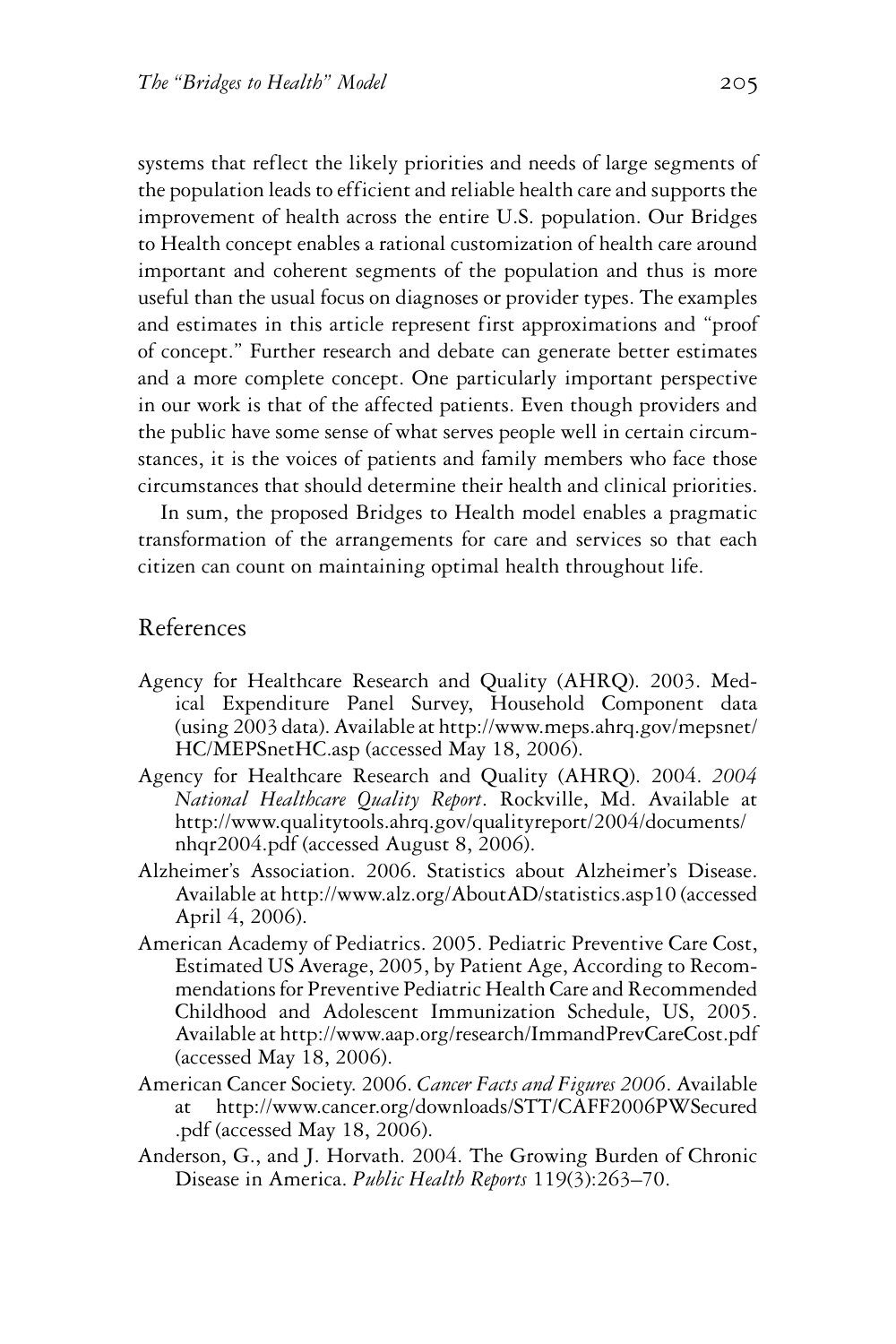systems that reflect the likely priorities and needs of large segments of the population leads to efficient and reliable health care and supports the improvement of health across the entire U.S. population. Our Bridges to Health concept enables a rational customization of health care around important and coherent segments of the population and thus is more useful than the usual focus on diagnoses or provider types. The examples and estimates in this article represent first approximations and "proof of concept." Further research and debate can generate better estimates and a more complete concept. One particularly important perspective in our work is that of the affected patients. Even though providers and the public have some sense of what serves people well in certain circumstances, it is the voices of patients and family members who face those circumstances that should determine their health and clinical priorities.

In sum, the proposed Bridges to Health model enables a pragmatic transformation of the arrangements for care and services so that each citizen can count on maintaining optimal health throughout life.

## References

Agency for Healthcare Research and Quality (AHRQ). 2003. Medical Expenditure Panel Survey, Household Component data (using 2003 data). Available at http://www.meps.ahrq.gov/mepsnet/HC/MEPSnetHC.asp (accessed May 18, 2006).

Agency for Healthcare Research and Quality (AHRQ). 2004. *2004 National Healthcare Quality Report*. Rockville, Md. Available at http://www.qualitytools.ahrq.gov/qualityreport/2004/documents/nhqr2004.pdf (accessed August 8, 2006).

Alzheimer's Association. 2006. Statistics about Alzheimer's Disease. Available at http://www.alz.org/AboutAD/statistics.asp10 (accessed April 4, 2006).

American Academy of Pediatrics. 2005. Pediatric Preventive Care Cost, Estimated US Average, 2005, by Patient Age, According to Recommendations for Preventive Pediatric Health Care and Recommended Childhood and Adolescent Immunization Schedule, US, 2005. Available at http://www.aap.org/research/ImmandPrevCareCost.pdf (accessed May 18, 2006).

American Cancer Society. 2006. *Cancer Facts and Figures 2006*. Available at http://www.cancer.org/downloads/STT/CAFF2006PWSecured.pdf (accessed May 18, 2006).

Anderson, G., and J. Horvath. 2004. The Growing Burden of Chronic Disease in America. *Public Health Reports* 119(3):263–70.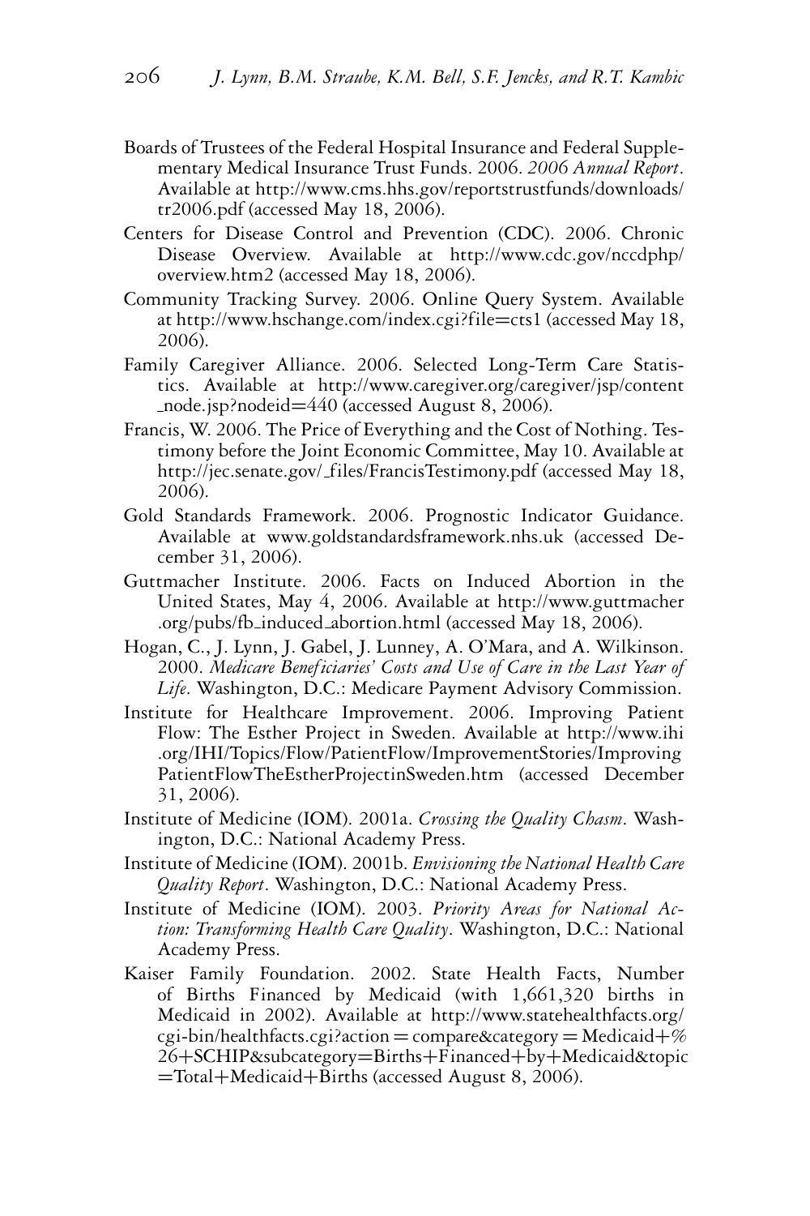Boards of Trustees of the Federal Hospital Insurance and Federal Supplementary Medical Insurance Trust Funds. 2006. *2006 Annual Report*. Available at http://www.cms.hhs.gov/reportstrustfunds/downloads/tr2006.pdf (accessed May 18, 2006).

Centers for Disease Control and Prevention (CDC). 2006. Chronic Disease Overview. Available at http://www.cdc.gov/nccdphp/overview.htm2 (accessed May 18, 2006).

Community Tracking Survey. 2006. Online Query System. Available at http://www.hschange.com/index.cgi?file=cts1 (accessed May 18, 2006).

Family Caregiver Alliance. 2006. Selected Long-Term Care Statistics. Available at http://www.caregiver.org/caregiver/jsp/content_node.jsp?nodeid=440 (accessed August 8, 2006).

Francis, W. 2006. The Price of Everything and the Cost of Nothing. Testimony before the Joint Economic Committee, May 10. Available at http://jec.senate.gov/_files/FrancisTestimony.pdf (accessed May 18, 2006).

Gold Standards Framework. 2006. Prognostic Indicator Guidance. Available at www.goldstandardsframework.nhs.uk (accessed December 31, 2006).

Guttmacher Institute. 2006. Facts on Induced Abortion in the United States, May 4, 2006. Available at http://www.guttmacher.org/pubs/fb_induced_abortion.html (accessed May 18, 2006).

Hogan, C., J. Lynn, J. Gabel, J. Lunney, A. O'Mara, and A. Wilkinson. 2000. *Medicare Beneficiaries' Costs and Use of Care in the Last Year of Life*. Washington, D.C.: Medicare Payment Advisory Commission.

Institute for Healthcare Improvement. 2006. Improving Patient Flow: The Esther Project in Sweden. Available at http://www.ihi.org/IHI/Topics/Flow/PatientFlow/ImprovementStories/ImprovingPatientFlowTheEstherProjectinSweden.htm (accessed December 31, 2006).

Institute of Medicine (IOM). 2001a. *Crossing the Quality Chasm*. Washington, D.C.: National Academy Press.

Institute of Medicine (IOM). 2001b. *Envisioning the National Health Care Quality Report*. Washington, D.C.: National Academy Press.

Institute of Medicine (IOM). 2003. *Priority Areas for National Action: Transforming Health Care Quality*. Washington, D.C.: National Academy Press.

Kaiser Family Foundation. 2002. State Health Facts, Number of Births Financed by Medicaid (with 1,661,320 births in Medicaid in 2002). Available at http://www.statehealthfacts.org/cgi-bin/healthfacts.cgi?action = compare&category = Medicaid+%26+SCHIP&subcategory=Births+Financed+by+Medicaid&topic=Total+Medicaid+Births (accessed August 8, 2006).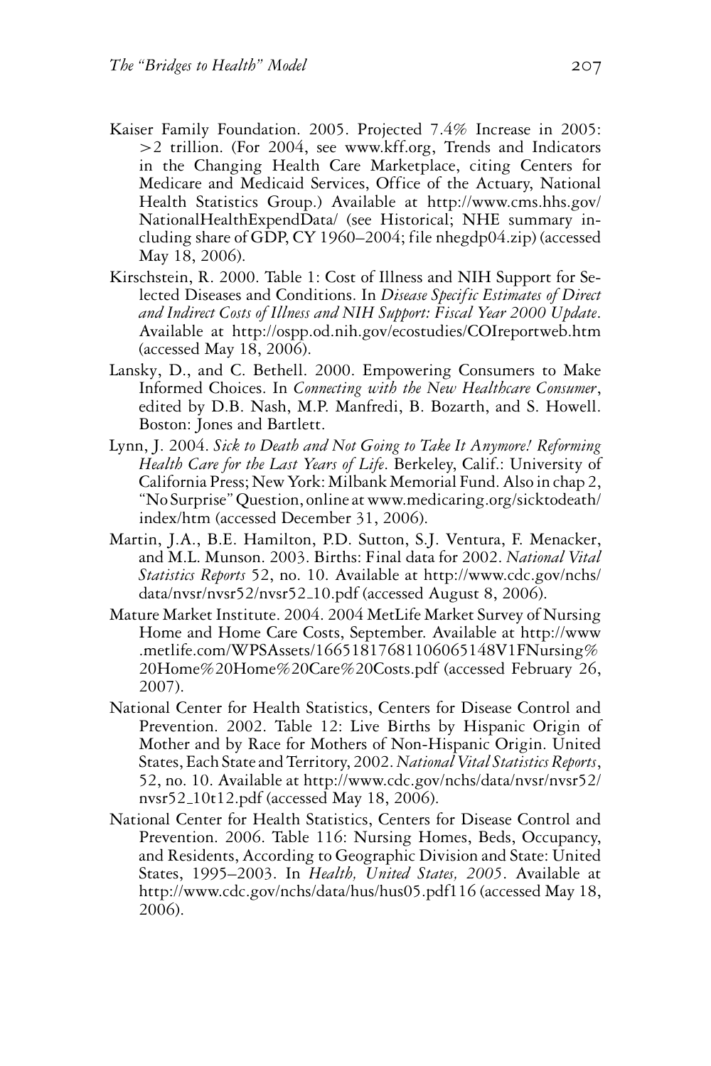Kaiser Family Foundation. 2005. Projected 7.4% Increase in 2005: >2 trillion. (For 2004, see www.kff.org, Trends and Indicators in the Changing Health Care Marketplace, citing Centers for Medicare and Medicaid Services, Office of the Actuary, National Health Statistics Group.) Available at http://www.cms.hhs.gov/NationalHealthExpendData/ (see Historical; NHE summary including share of GDP, CY 1960–2004; file nhegdp04.zip) (accessed May 18, 2006).

Kirschstein, R. 2000. Table 1: Cost of Illness and NIH Support for Selected Diseases and Conditions. In *Disease Specific Estimates of Direct and Indirect Costs of Illness and NIH Support: Fiscal Year 2000 Update*. Available at http://ospp.od.nih.gov/ecostudies/COIreportweb.htm (accessed May 18, 2006).

Lansky, D., and C. Bethell. 2000. Empowering Consumers to Make Informed Choices. In *Connecting with the New Healthcare Consumer*, edited by D.B. Nash, M.P. Manfredi, B. Bozarth, and S. Howell. Boston: Jones and Bartlett.

Lynn, J. 2004. *Sick to Death and Not Going to Take It Anymore! Reforming Health Care for the Last Years of Life*. Berkeley, Calif.: University of California Press; New York: Milbank Memorial Fund. Also in chap 2, "No Surprise" Question, online at www.medicaring.org/sicktodeath/index/htm (accessed December 31, 2006).

Martin, J.A., B.E. Hamilton, P.D. Sutton, S.J. Ventura, F. Menacker, and M.L. Munson. 2003. Births: Final data for 2002. *National Vital Statistics Reports* 52, no. 10. Available at http://www.cdc.gov/nchs/data/nvsr/nvsr52/nvsr52_10.pdf (accessed August 8, 2006).

Mature Market Institute. 2004. 2004 MetLife Market Survey of Nursing Home and Home Care Costs, September. Available at http://www.metlife.com/WPSAssets/16651817681106065148V1FNursing%20Home%20Home%20Care%20Costs.pdf (accessed February 26, 2007).

National Center for Health Statistics, Centers for Disease Control and Prevention. 2002. Table 12: Live Births by Hispanic Origin of Mother and by Race for Mothers of Non-Hispanic Origin. United States, Each State and Territory, 2002. *National Vital Statistics Reports*, 52, no. 10. Available at http://www.cdc.gov/nchs/data/nvsr/nvsr52/nvsr52_10t12.pdf (accessed May 18, 2006).

National Center for Health Statistics, Centers for Disease Control and Prevention. 2006. Table 116: Nursing Homes, Beds, Occupancy, and Residents, According to Geographic Division and State: United States, 1995–2003. In *Health, United States, 2005*. Available at http://www.cdc.gov/nchs/data/hus/hus05.pdf116 (accessed May 18, 2006).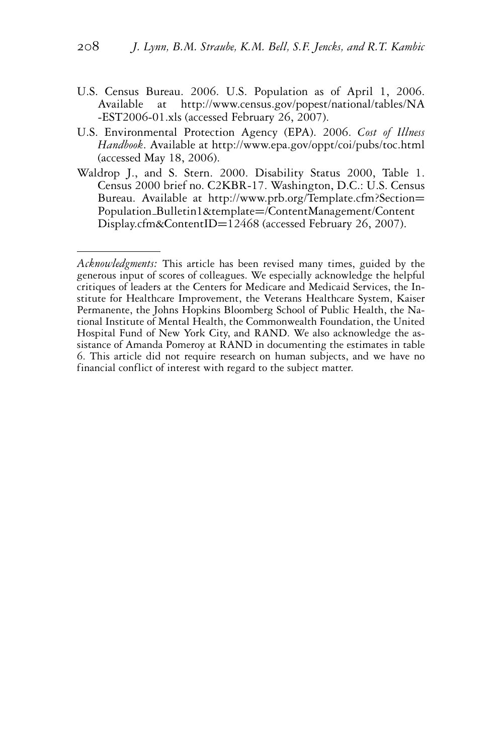U.S. Census Bureau. 2006. U.S. Population as of April 1, 2006. Available at http://www.census.gov/popest/national/tables/NA-EST2006-01.xls (accessed February 26, 2007).

U.S. Environmental Protection Agency (EPA). 2006. *Cost of Illness Handbook*. Available at http://www.epa.gov/oppt/coi/pubs/toc.html (accessed May 18, 2006).

Waldrop J., and S. Stern. 2000. Disability Status 2000, Table 1. Census 2000 brief no. C2KBR-17. Washington, D.C.: U.S. Census Bureau. Available at http://www.prb.org/Template.cfm?Section=Population_Bulletin1&template=/ContentManagement/ContentDisplay.cfm&ContentID=12468 (accessed February 26, 2007).

---

*Acknowledgments:* This article has been revised many times, guided by the generous input of scores of colleagues. We especially acknowledge the helpful critiques of leaders at the Centers for Medicare and Medicaid Services, the Institute for Healthcare Improvement, the Veterans Healthcare System, Kaiser Permanente, the Johns Hopkins Bloomberg School of Public Health, the National Institute of Mental Health, the Commonwealth Foundation, the United Hospital Fund of New York City, and RAND. We also acknowledge the assistance of Amanda Pomeroy at RAND in documenting the estimates in table 6. This article did not require research on human subjects, and we have no financial conflict of interest with regard to the subject matter.